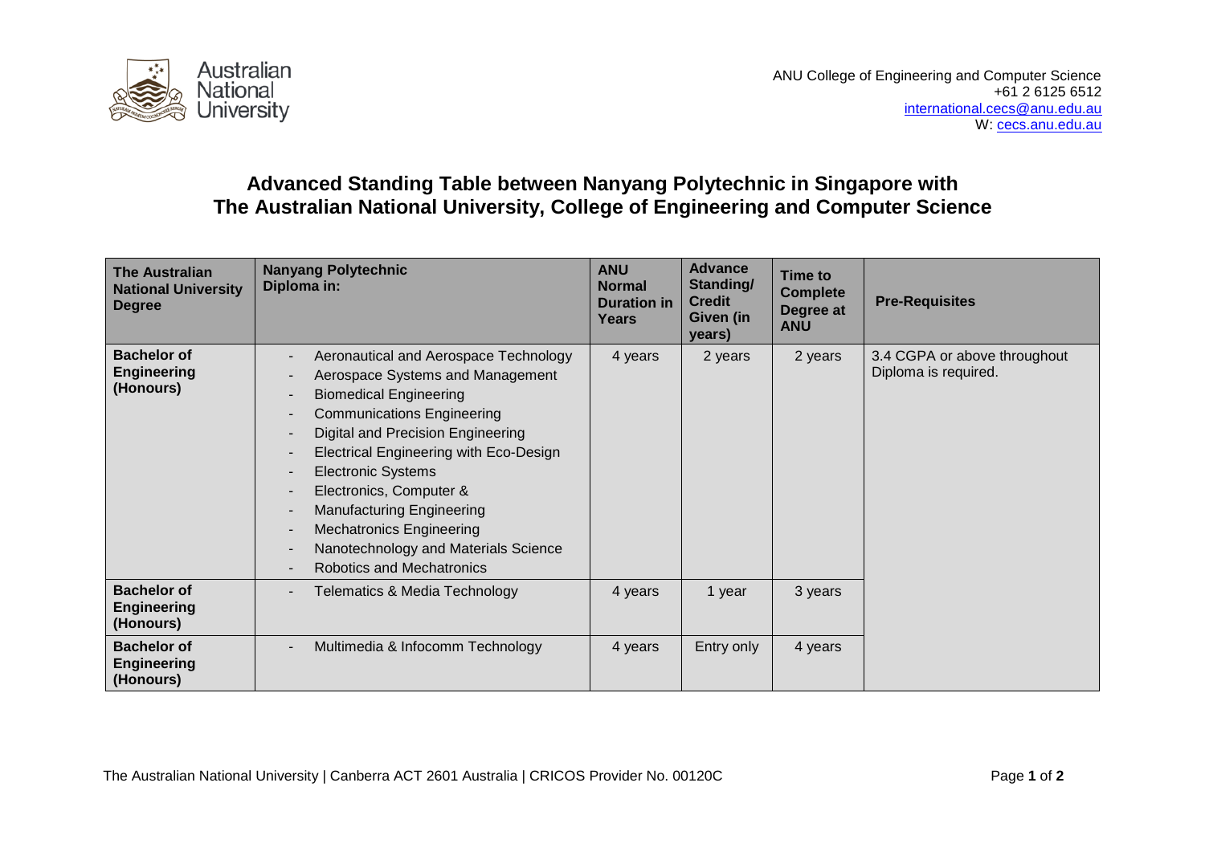ANU College of Engineering and Computer Science
+61 2 6125 6512
international.cecs@anu.edu.au
W: cecs.anu.edu.au

# Advanced Standing Table between Nanyang Polytechnic in Singapore with The Australian National University, College of Engineering and Computer Science

| The Australian National University Degree | Nanyang Polytechnic Diploma in: | ANU Normal Duration in Years | Advance Standing/ Credit Given (in years) | Time to Complete Degree at ANU | Pre-Requisites |
|---|---|---|---|---|---|
| Bachelor of Engineering (Honours) | - Aeronautical and Aerospace Technology<br>- Aerospace Systems and Management<br>- Biomedical Engineering<br>- Communications Engineering<br>- Digital and Precision Engineering<br>- Electrical Engineering with Eco-Design<br>- Electronic Systems<br>- Electronics, Computer &<br>- Manufacturing Engineering<br>- Mechatronics Engineering<br>- Nanotechnology and Materials Science<br>- Robotics and Mechatronics | 4 years | 2 years | 2 years | 3.4 CGPA or above throughout Diploma is required. |
| Bachelor of Engineering (Honours) | - Telematics & Media Technology | 4 years | 1 year | 3 years | |
| Bachelor of Engineering (Honours) | - Multimedia & Infocomm Technology | 4 years | Entry only | 4 years | |

The Australian National University | Canberra ACT 2601 Australia | CRICOS Provider No. 00120C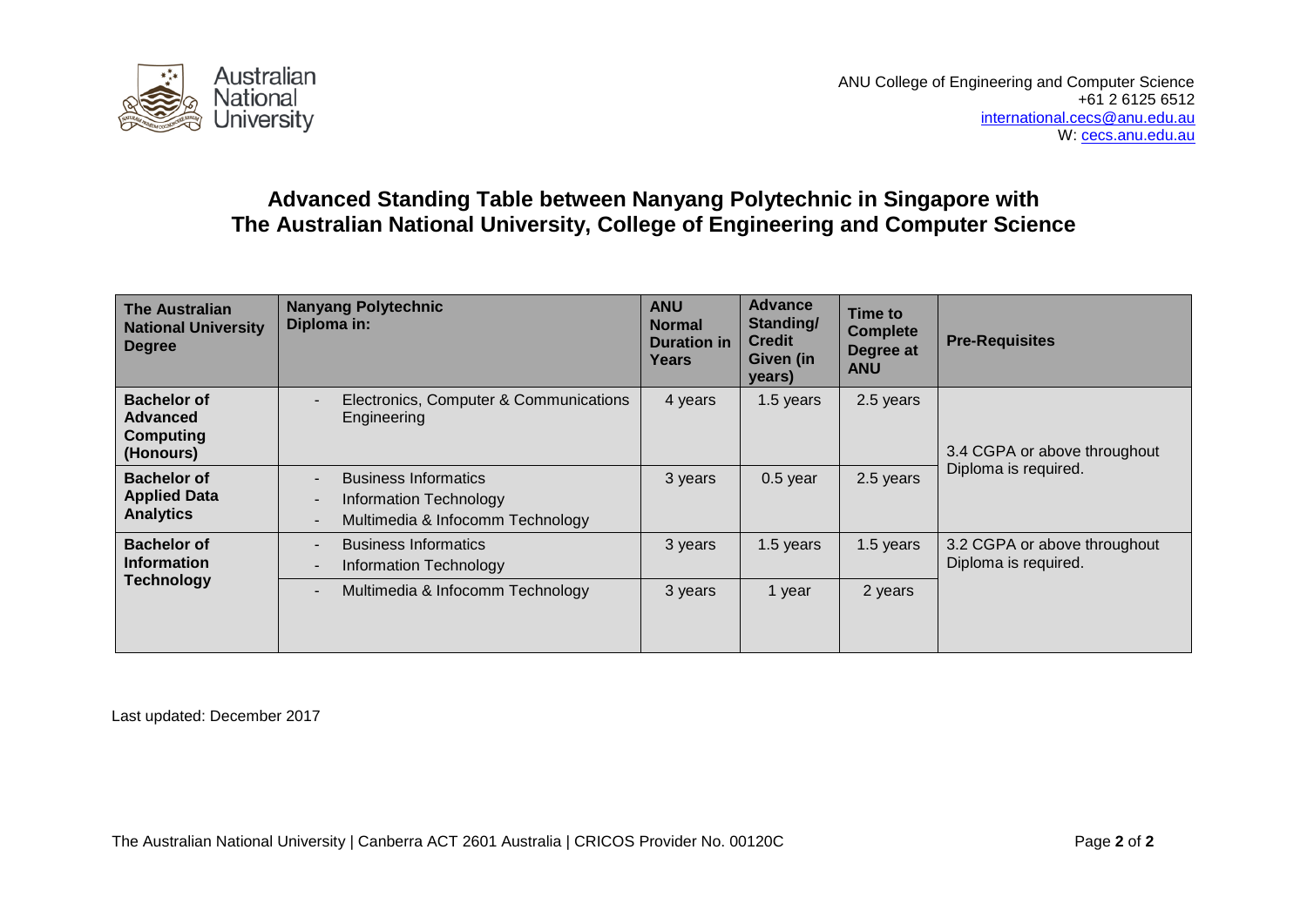ANU College of Engineering and Computer Science
+61 2 6125 6512
international.cecs@anu.edu.au
W: cecs.anu.edu.au

# Advanced Standing Table between Nanyang Polytechnic in Singapore with The Australian National University, College of Engineering and Computer Science

| The Australian National University Degree | Nanyang Polytechnic Diploma in: | ANU Normal Duration in Years | Advance Standing/ Credit Given (in years) | Time to Complete Degree at ANU | Pre-Requisites |
|---|---|---|---|---|---|
| **Bachelor of Advanced Computing (Honours)** | - Electronics, Computer & Communications Engineering | 4 years | 1.5 years | 2.5 years | 3.4 CGPA or above throughout Diploma is required. |
| **Bachelor of Applied Data Analytics** | - Business Informatics<br>- Information Technology<br>- Multimedia & Infocomm Technology | 3 years | 0.5 year | 2.5 years | |
| **Bachelor of Information Technology** | - Business Informatics<br>- Information Technology | 3 years | 1.5 years | 1.5 years | 3.2 CGPA or above throughout Diploma is required. |
| | - Multimedia & Infocomm Technology | 3 years | 1 year | 2 years | |

Last updated: December 2017

The Australian National University | Canberra ACT 2601 Australia | CRICOS Provider No. 00120C